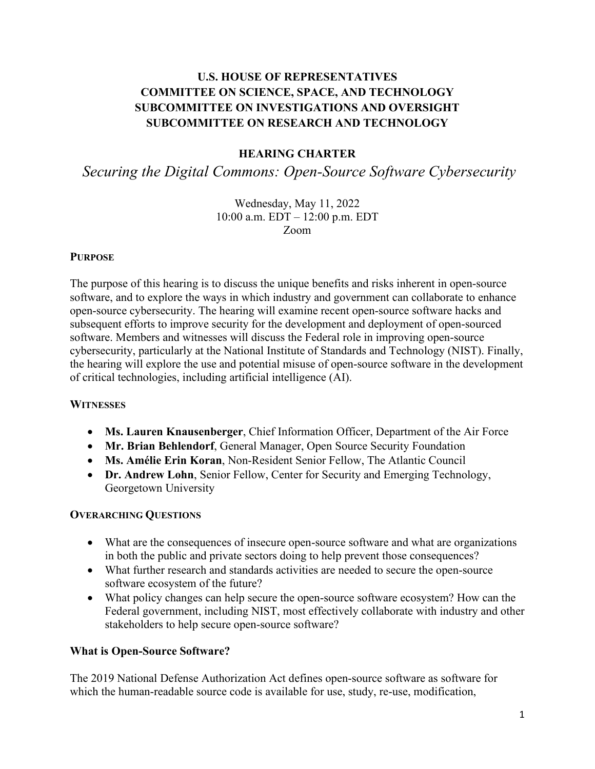**U.S. HOUSE OF REPRESENTATIVES**
**COMMITTEE ON SCIENCE, SPACE, AND TECHNOLOGY**
**SUBCOMMITTEE ON INVESTIGATIONS AND OVERSIGHT**
**SUBCOMMITTEE ON RESEARCH AND TECHNOLOGY**

**HEARING CHARTER**

# *Securing the Digital Commons: Open-Source Software Cybersecurity*

Wednesday, May 11, 2022
10:00 a.m. EDT – 12:00 p.m. EDT
Zoom

## PURPOSE

The purpose of this hearing is to discuss the unique benefits and risks inherent in open-source software, and to explore the ways in which industry and government can collaborate to enhance open-source cybersecurity. The hearing will examine recent open-source software hacks and subsequent efforts to improve security for the development and deployment of open-sourced software. Members and witnesses will discuss the Federal role in improving open-source cybersecurity, particularly at the National Institute of Standards and Technology (NIST). Finally, the hearing will explore the use and potential misuse of open-source software in the development of critical technologies, including artificial intelligence (AI).

## WITNESSES

- **Ms. Lauren Knausenberger**, Chief Information Officer, Department of the Air Force
- **Mr. Brian Behlendorf**, General Manager, Open Source Security Foundation
- **Ms. Amélie Erin Koran**, Non-Resident Senior Fellow, The Atlantic Council
- **Dr. Andrew Lohn**, Senior Fellow, Center for Security and Emerging Technology, Georgetown University

## OVERARCHING QUESTIONS

- What are the consequences of insecure open-source software and what are organizations in both the public and private sectors doing to help prevent those consequences?
- What further research and standards activities are needed to secure the open-source software ecosystem of the future?
- What policy changes can help secure the open-source software ecosystem? How can the Federal government, including NIST, most effectively collaborate with industry and other stakeholders to help secure open-source software?

### What is Open-Source Software?

The 2019 National Defense Authorization Act defines open-source software as software for which the human-readable source code is available for use, study, re-use, modification,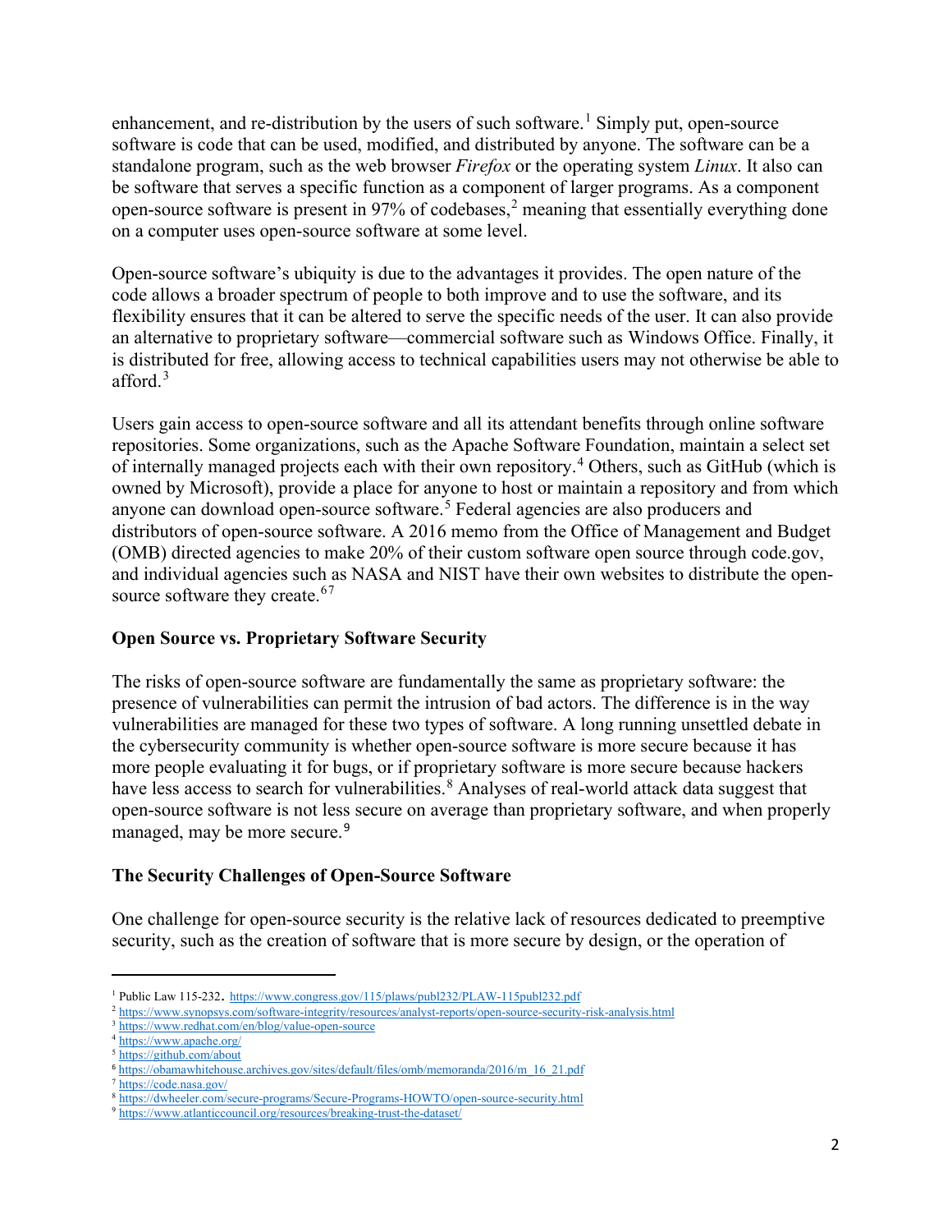enhancement, and re-distribution by the users of such software.[1] Simply put, open-source software is code that can be used, modified, and distributed by anyone. The software can be a standalone program, such as the web browser *Firefox* or the operating system *Linux*. It also can be software that serves a specific function as a component of larger programs. As a component open-source software is present in 97% of codebases,[2] meaning that essentially everything done on a computer uses open-source software at some level.

Open-source software's ubiquity is due to the advantages it provides. The open nature of the code allows a broader spectrum of people to both improve and to use the software, and its flexibility ensures that it can be altered to serve the specific needs of the user. It can also provide an alternative to proprietary software—commercial software such as Windows Office. Finally, it is distributed for free, allowing access to technical capabilities users may not otherwise be able to afford.[3]

Users gain access to open-source software and all its attendant benefits through online software repositories. Some organizations, such as the Apache Software Foundation, maintain a select set of internally managed projects each with their own repository.[4] Others, such as GitHub (which is owned by Microsoft), provide a place for anyone to host or maintain a repository and from which anyone can download open-source software.[5] Federal agencies are also producers and distributors of open-source software. A 2016 memo from the Office of Management and Budget (OMB) directed agencies to make 20% of their custom software open source through code.gov, and individual agencies such as NASA and NIST have their own websites to distribute the open-source software they create.[6][7]

**Open Source vs. Proprietary Software Security**

The risks of open-source software are fundamentally the same as proprietary software: the presence of vulnerabilities can permit the intrusion of bad actors. The difference is in the way vulnerabilities are managed for these two types of software. A long running unsettled debate in the cybersecurity community is whether open-source software is more secure because it has more people evaluating it for bugs, or if proprietary software is more secure because hackers have less access to search for vulnerabilities.[8] Analyses of real-world attack data suggest that open-source software is not less secure on average than proprietary software, and when properly managed, may be more secure.[9]

**The Security Challenges of Open-Source Software**

One challenge for open-source security is the relative lack of resources dedicated to preemptive security, such as the creation of software that is more secure by design, or the operation of

---

[1] Public Law 115-232. https://www.congress.gov/115/plaws/publ232/PLAW-115publ232.pdf

[2] https://www.synopsys.com/software-integrity/resources/analyst-reports/open-source-security-risk-analysis.html

[3] https://www.redhat.com/en/blog/value-open-source

[4] https://www.apache.org/

[5] https://github.com/about

[6] https://obamawhitehouse.archives.gov/sites/default/files/omb/memoranda/2016/m_16_21.pdf

[7] https://code.nasa.gov/

[8] https://dwheeler.com/secure-programs/Secure-Programs-HOWTO/open-source-security.html

[9] https://www.atlanticcouncil.org/resources/breaking-trust-the-dataset/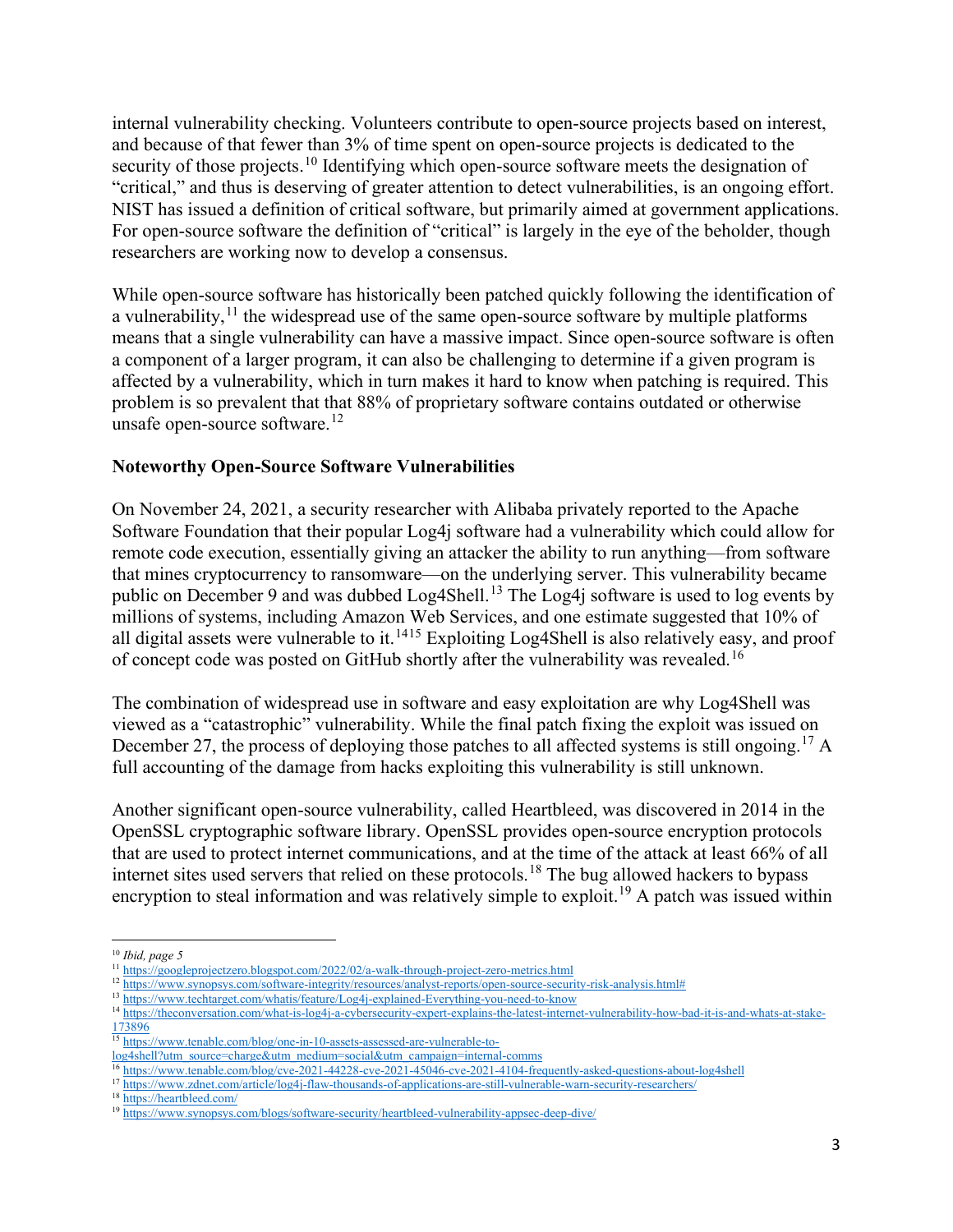internal vulnerability checking. Volunteers contribute to open-source projects based on interest, and because of that fewer than 3% of time spent on open-source projects is dedicated to the security of those projects.[10] Identifying which open-source software meets the designation of "critical," and thus is deserving of greater attention to detect vulnerabilities, is an ongoing effort. NIST has issued a definition of critical software, but primarily aimed at government applications. For open-source software the definition of "critical" is largely in the eye of the beholder, though researchers are working now to develop a consensus.

While open-source software has historically been patched quickly following the identification of a vulnerability,[11] the widespread use of the same open-source software by multiple platforms means that a single vulnerability can have a massive impact. Since open-source software is often a component of a larger program, it can also be challenging to determine if a given program is affected by a vulnerability, which in turn makes it hard to know when patching is required. This problem is so prevalent that that 88% of proprietary software contains outdated or otherwise unsafe open-source software.[12]

**Noteworthy Open-Source Software Vulnerabilities**

On November 24, 2021, a security researcher with Alibaba privately reported to the Apache Software Foundation that their popular Log4j software had a vulnerability which could allow for remote code execution, essentially giving an attacker the ability to run anything—from software that mines cryptocurrency to ransomware—on the underlying server. This vulnerability became public on December 9 and was dubbed Log4Shell.[13] The Log4j software is used to log events by millions of systems, including Amazon Web Services, and one estimate suggested that 10% of all digital assets were vulnerable to it.[14][15] Exploiting Log4Shell is also relatively easy, and proof of concept code was posted on GitHub shortly after the vulnerability was revealed.[16]

The combination of widespread use in software and easy exploitation are why Log4Shell was viewed as a "catastrophic" vulnerability. While the final patch fixing the exploit was issued on December 27, the process of deploying those patches to all affected systems is still ongoing.[17] A full accounting of the damage from hacks exploiting this vulnerability is still unknown.

Another significant open-source vulnerability, called Heartbleed, was discovered in 2014 in the OpenSSL cryptographic software library. OpenSSL provides open-source encryption protocols that are used to protect internet communications, and at the time of the attack at least 66% of all internet sites used servers that relied on these protocols.[18] The bug allowed hackers to bypass encryption to steal information and was relatively simple to exploit.[19] A patch was issued within

---

[10] *Ibid, page 5*

[11] https://googleprojectzero.blogspot.com/2022/02/a-walk-through-project-zero-metrics.html

[12] https://www.synopsys.com/software-integrity/resources/analyst-reports/open-source-security-risk-analysis.html#

[13] https://www.techtarget.com/whatis/feature/Log4j-explained-Everything-you-need-to-know

[14] https://theconversation.com/what-is-log4j-a-cybersecurity-expert-explains-the-latest-internet-vulnerability-how-bad-it-is-and-whats-at-stake-173896

[15] https://www.tenable.com/blog/one-in-10-assets-assessed-are-vulnerable-to-log4shell?utm_source=charge&utm_medium=social&utm_campaign=internal-comms

[16] https://www.tenable.com/blog/cve-2021-44228-cve-2021-45046-cve-2021-4104-frequently-asked-questions-about-log4shell

[17] https://www.zdnet.com/article/log4j-flaw-thousands-of-applications-are-still-vulnerable-warn-security-researchers/

[18] https://heartbleed.com/

[19] https://www.synopsys.com/blogs/software-security/heartbleed-vulnerability-appsec-deep-dive/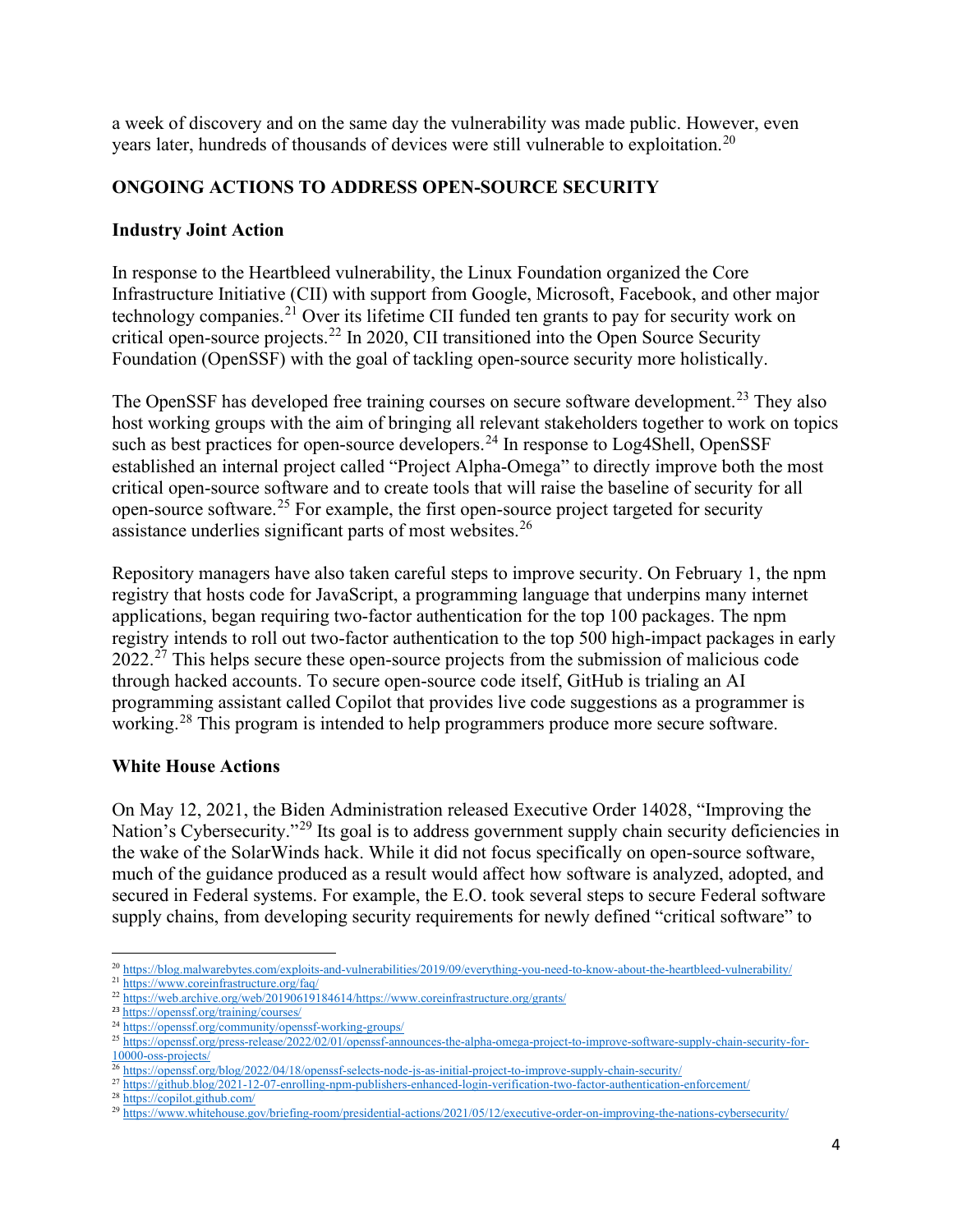a week of discovery and on the same day the vulnerability was made public. However, even years later, hundreds of thousands of devices were still vulnerable to exploitation.[20]

## ONGOING ACTIONS TO ADDRESS OPEN-SOURCE SECURITY

### Industry Joint Action

In response to the Heartbleed vulnerability, the Linux Foundation organized the Core Infrastructure Initiative (CII) with support from Google, Microsoft, Facebook, and other major technology companies.[21] Over its lifetime CII funded ten grants to pay for security work on critical open-source projects.[22] In 2020, CII transitioned into the Open Source Security Foundation (OpenSSF) with the goal of tackling open-source security more holistically.

The OpenSSF has developed free training courses on secure software development.[23] They also host working groups with the aim of bringing all relevant stakeholders together to work on topics such as best practices for open-source developers.[24] In response to Log4Shell, OpenSSF established an internal project called "Project Alpha-Omega" to directly improve both the most critical open-source software and to create tools that will raise the baseline of security for all open-source software.[25] For example, the first open-source project targeted for security assistance underlies significant parts of most websites.[26]

Repository managers have also taken careful steps to improve security. On February 1, the npm registry that hosts code for JavaScript, a programming language that underpins many internet applications, began requiring two-factor authentication for the top 100 packages. The npm registry intends to roll out two-factor authentication to the top 500 high-impact packages in early 2022.[27] This helps secure these open-source projects from the submission of malicious code through hacked accounts. To secure open-source code itself, GitHub is trialing an AI programming assistant called Copilot that provides live code suggestions as a programmer is working.[28] This program is intended to help programmers produce more secure software.

### White House Actions

On May 12, 2021, the Biden Administration released Executive Order 14028, "Improving the Nation's Cybersecurity."[29] Its goal is to address government supply chain security deficiencies in the wake of the SolarWinds hack. While it did not focus specifically on open-source software, much of the guidance produced as a result would affect how software is analyzed, adopted, and secured in Federal systems. For example, the E.O. took several steps to secure Federal software supply chains, from developing security requirements for newly defined "critical software" to

---

[20] https://blog.malwarebytes.com/exploits-and-vulnerabilities/2019/09/everything-you-need-to-know-about-the-heartbleed-vulnerability/

[21] https://www.coreinfrastructure.org/faq/

[22] https://web.archive.org/web/20190619184614/https://www.coreinfrastructure.org/grants/

[23] https://openssf.org/training/courses/

[24] https://openssf.org/community/openssf-working-groups/

[25] https://openssf.org/press-release/2022/02/01/openssf-announces-the-alpha-omega-project-to-improve-software-supply-chain-security-for-10000-oss-projects/

[26] https://openssf.org/blog/2022/04/18/openssf-selects-node-js-as-initial-project-to-improve-supply-chain-security/

[27] https://github.blog/2021-12-07-enrolling-npm-publishers-enhanced-login-verification-two-factor-authentication-enforcement/

[28] https://copilot.github.com/

[29] https://www.whitehouse.gov/briefing-room/presidential-actions/2021/05/12/executive-order-on-improving-the-nations-cybersecurity/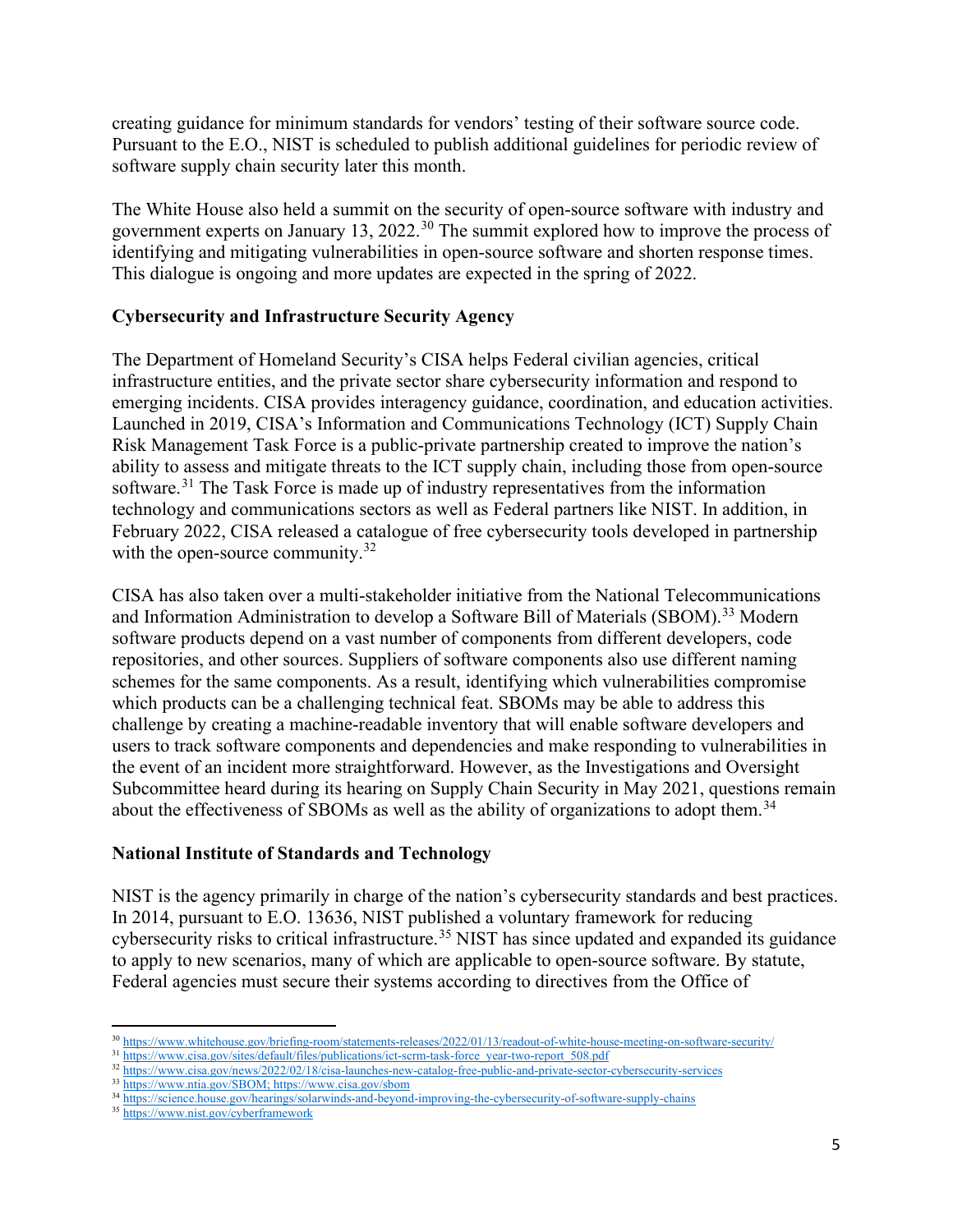creating guidance for minimum standards for vendors' testing of their software source code. Pursuant to the E.O., NIST is scheduled to publish additional guidelines for periodic review of software supply chain security later this month.

The White House also held a summit on the security of open-source software with industry and government experts on January 13, 2022.[30] The summit explored how to improve the process of identifying and mitigating vulnerabilities in open-source software and shorten response times. This dialogue is ongoing and more updates are expected in the spring of 2022.

**Cybersecurity and Infrastructure Security Agency**

The Department of Homeland Security's CISA helps Federal civilian agencies, critical infrastructure entities, and the private sector share cybersecurity information and respond to emerging incidents. CISA provides interagency guidance, coordination, and education activities. Launched in 2019, CISA's Information and Communications Technology (ICT) Supply Chain Risk Management Task Force is a public-private partnership created to improve the nation's ability to assess and mitigate threats to the ICT supply chain, including those from open-source software.[31] The Task Force is made up of industry representatives from the information technology and communications sectors as well as Federal partners like NIST. In addition, in February 2022, CISA released a catalogue of free cybersecurity tools developed in partnership with the open-source community.[32]

CISA has also taken over a multi-stakeholder initiative from the National Telecommunications and Information Administration to develop a Software Bill of Materials (SBOM).[33] Modern software products depend on a vast number of components from different developers, code repositories, and other sources. Suppliers of software components also use different naming schemes for the same components. As a result, identifying which vulnerabilities compromise which products can be a challenging technical feat. SBOMs may be able to address this challenge by creating a machine-readable inventory that will enable software developers and users to track software components and dependencies and make responding to vulnerabilities in the event of an incident more straightforward. However, as the Investigations and Oversight Subcommittee heard during its hearing on Supply Chain Security in May 2021, questions remain about the effectiveness of SBOMs as well as the ability of organizations to adopt them.[34]

**National Institute of Standards and Technology**

NIST is the agency primarily in charge of the nation's cybersecurity standards and best practices. In 2014, pursuant to E.O. 13636, NIST published a voluntary framework for reducing cybersecurity risks to critical infrastructure.[35] NIST has since updated and expanded its guidance to apply to new scenarios, many of which are applicable to open-source software. By statute, Federal agencies must secure their systems according to directives from the Office of

---

[30] https://www.whitehouse.gov/briefing-room/statements-releases/2022/01/13/readout-of-white-house-meeting-on-software-security/
[31] https://www.cisa.gov/sites/default/files/publications/ict-scrm-task-force_year-two-report_508.pdf
[32] https://www.cisa.gov/news/2022/02/18/cisa-launches-new-catalog-free-public-and-private-sector-cybersecurity-services
[33] https://www.ntia.gov/SBOM; https://www.cisa.gov/sbom
[34] https://science.house.gov/hearings/solarwinds-and-beyond-improving-the-cybersecurity-of-software-supply-chains
[35] https://www.nist.gov/cyberframework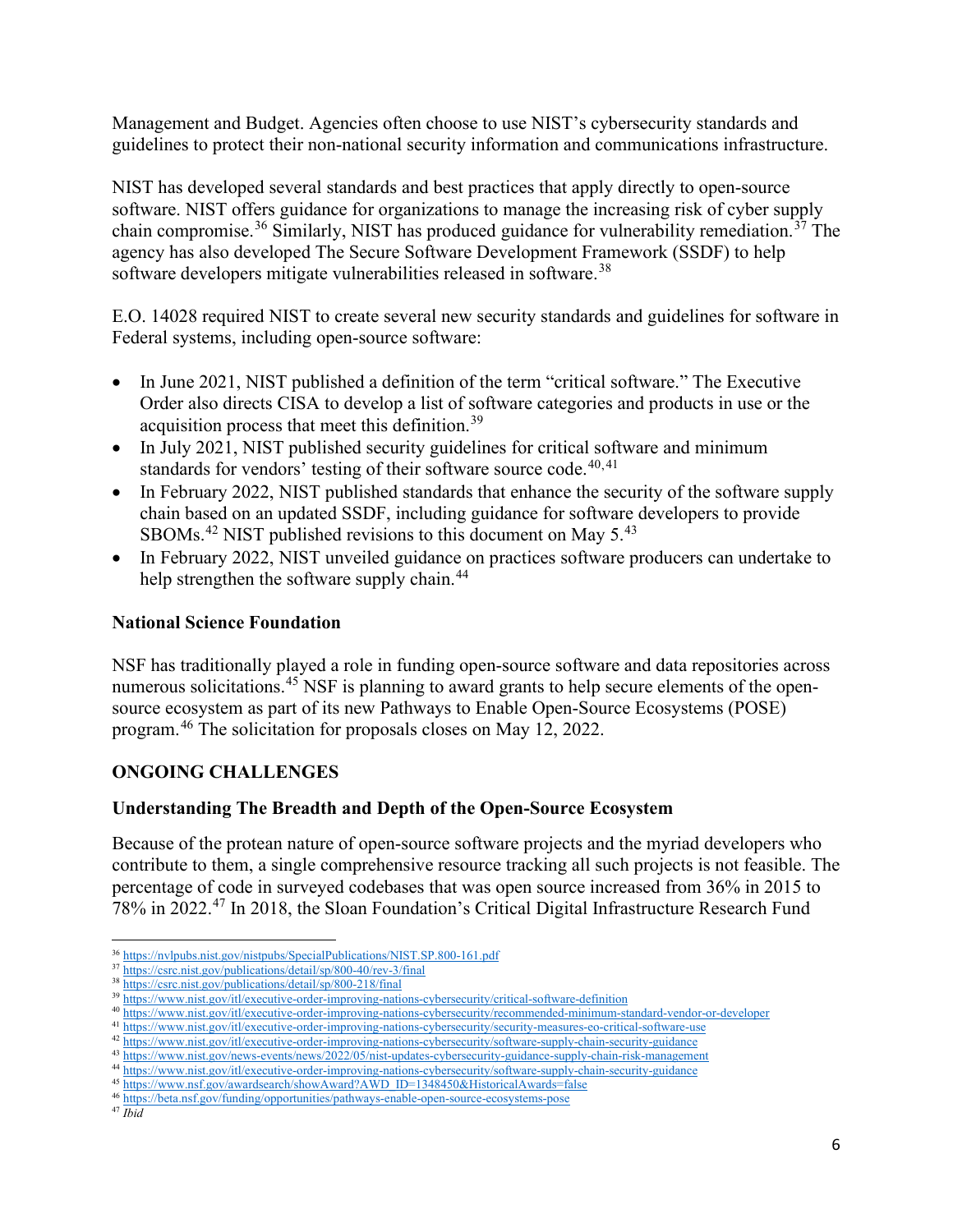Management and Budget. Agencies often choose to use NIST's cybersecurity standards and guidelines to protect their non-national security information and communications infrastructure.

NIST has developed several standards and best practices that apply directly to open-source software. NIST offers guidance for organizations to manage the increasing risk of cyber supply chain compromise.[36] Similarly, NIST has produced guidance for vulnerability remediation.[37] The agency has also developed The Secure Software Development Framework (SSDF) to help software developers mitigate vulnerabilities released in software.[38]

E.O. 14028 required NIST to create several new security standards and guidelines for software in Federal systems, including open-source software:

- In June 2021, NIST published a definition of the term "critical software." The Executive Order also directs CISA to develop a list of software categories and products in use or the acquisition process that meet this definition.[39]
- In July 2021, NIST published security guidelines for critical software and minimum standards for vendors' testing of their software source code.[40,41]
- In February 2022, NIST published standards that enhance the security of the software supply chain based on an updated SSDF, including guidance for software developers to provide SBOMs.[42] NIST published revisions to this document on May 5.[43]
- In February 2022, NIST unveiled guidance on practices software producers can undertake to help strengthen the software supply chain.[44]

### National Science Foundation

NSF has traditionally played a role in funding open-source software and data repositories across numerous solicitations.[45] NSF is planning to award grants to help secure elements of the open-source ecosystem as part of its new Pathways to Enable Open-Source Ecosystems (POSE) program.[46] The solicitation for proposals closes on May 12, 2022.

## ONGOING CHALLENGES

### Understanding The Breadth and Depth of the Open-Source Ecosystem

Because of the protean nature of open-source software projects and the myriad developers who contribute to them, a single comprehensive resource tracking all such projects is not feasible. The percentage of code in surveyed codebases that was open source increased from 36% in 2015 to 78% in 2022.[47] In 2018, the Sloan Foundation's Critical Digital Infrastructure Research Fund

---

[36] https://nvlpubs.nist.gov/nistpubs/SpecialPublications/NIST.SP.800-161.pdf
[37] https://csrc.nist.gov/publications/detail/sp/800-40/rev-3/final
[38] https://csrc.nist.gov/publications/detail/sp/800-218/final
[39] https://www.nist.gov/itl/executive-order-improving-nations-cybersecurity/critical-software-definition
[40] https://www.nist.gov/itl/executive-order-improving-nations-cybersecurity/recommended-minimum-standard-vendor-or-developer
[41] https://www.nist.gov/itl/executive-order-improving-nations-cybersecurity/security-measures-eo-critical-software-use
[42] https://www.nist.gov/itl/executive-order-improving-nations-cybersecurity/software-supply-chain-security-guidance
[43] https://www.nist.gov/news-events/news/2022/05/nist-updates-cybersecurity-guidance-supply-chain-risk-management
[44] https://www.nist.gov/itl/executive-order-improving-nations-cybersecurity/software-supply-chain-security-guidance
[45] https://www.nsf.gov/awardsearch/showAward?AWD_ID=1348450&HistoricalAwards=false
[46] https://beta.nsf.gov/funding/opportunities/pathways-enable-open-source-ecosystems-pose
[47] *Ibid*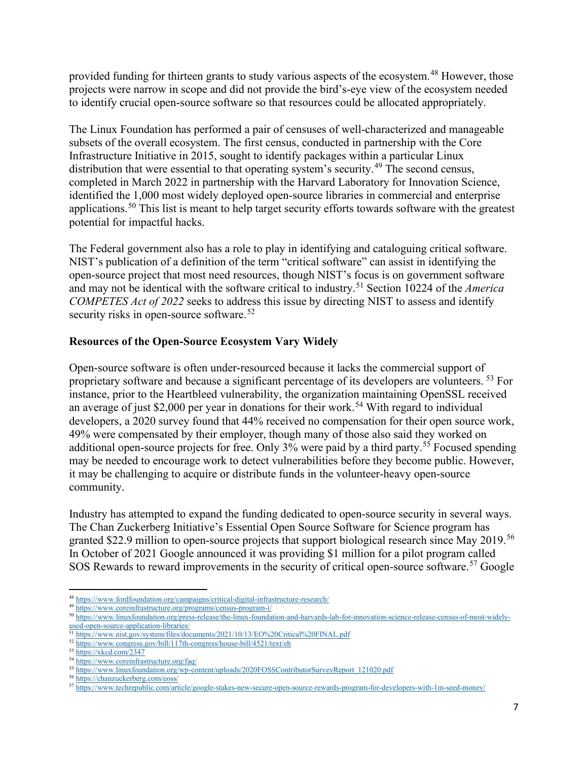provided funding for thirteen grants to study various aspects of the ecosystem.[48] However, those projects were narrow in scope and did not provide the bird's-eye view of the ecosystem needed to identify crucial open-source software so that resources could be allocated appropriately.

The Linux Foundation has performed a pair of censuses of well-characterized and manageable subsets of the overall ecosystem. The first census, conducted in partnership with the Core Infrastructure Initiative in 2015, sought to identify packages within a particular Linux distribution that were essential to that operating system's security.[49] The second census, completed in March 2022 in partnership with the Harvard Laboratory for Innovation Science, identified the 1,000 most widely deployed open-source libraries in commercial and enterprise applications.[50] This list is meant to help target security efforts towards software with the greatest potential for impactful hacks.

The Federal government also has a role to play in identifying and cataloguing critical software. NIST's publication of a definition of the term "critical software" can assist in identifying the open-source project that most need resources, though NIST's focus is on government software and may not be identical with the software critical to industry.[51] Section 10224 of the *America COMPETES Act of 2022* seeks to address this issue by directing NIST to assess and identify security risks in open-source software.[52]

**Resources of the Open-Source Ecosystem Vary Widely**

Open-source software is often under-resourced because it lacks the commercial support of proprietary software and because a significant percentage of its developers are volunteers. [53] For instance, prior to the Heartbleed vulnerability, the organization maintaining OpenSSL received an average of just $2,000 per year in donations for their work.[54] With regard to individual developers, a 2020 survey found that 44% received no compensation for their open source work, 49% were compensated by their employer, though many of those also said they worked on additional open-source projects for free. Only 3% were paid by a third party.[55] Focused spending may be needed to encourage work to detect vulnerabilities before they become public. However, it may be challenging to acquire or distribute funds in the volunteer-heavy open-source community.

Industry has attempted to expand the funding dedicated to open-source security in several ways. The Chan Zuckerberg Initiative's Essential Open Source Software for Science program has granted $22.9 million to open-source projects that support biological research since May 2019.[56] In October of 2021 Google announced it was providing $1 million for a pilot program called SOS Rewards to reward improvements in the security of critical open-source software.[57] Google

---

[48] https://www.fordfoundation.org/campaigns/critical-digital-infrastructure-research/

[49] https://www.coreinfrastructure.org/programs/census-program-i/

[50] https://www.linuxfoundation.org/press-release/the-linux-foundation-and-harvards-lab-for-innovation-science-release-census-of-most-widely-used-open-source-application-libraries/

[51] https://www.nist.gov/system/files/documents/2021/10/13/EO%20Critical%20FINAL.pdf

[52] https://www.congress.gov/bill/117th-congress/house-bill/4521/text/eh

[53] https://xkcd.com/2347

[54] https://www.coreinfrastructure.org/faq/

[55] https://www.linuxfoundation.org/wp-content/uploads/2020FOSSContributorSurveyReport_121020.pdf

[56] https://chanzuckerberg.com/eoss/

[57] https://www.techrepublic.com/article/google-stakes-new-secure-open-source-rewards-program-for-developers-with-1m-seed-money/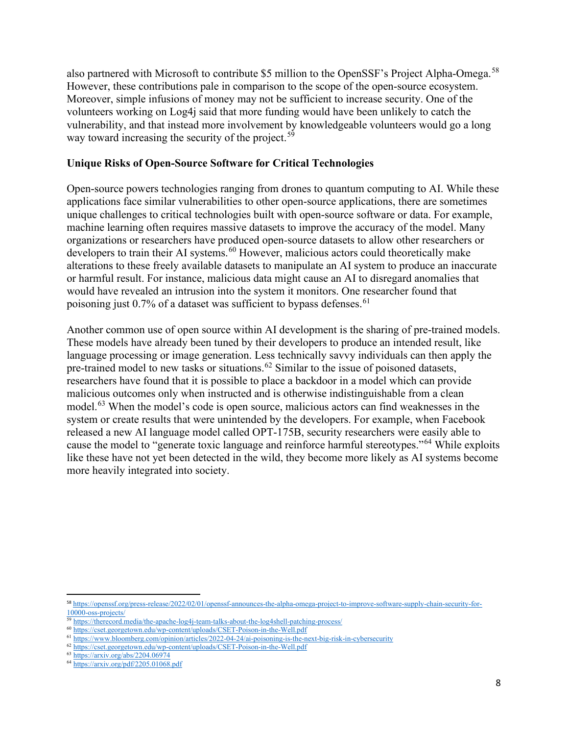also partnered with Microsoft to contribute $5 million to the OpenSSF's Project Alpha-Omega.[58] However, these contributions pale in comparison to the scope of the open-source ecosystem. Moreover, simple infusions of money may not be sufficient to increase security. One of the volunteers working on Log4j said that more funding would have been unlikely to catch the vulnerability, and that instead more involvement by knowledgeable volunteers would go a long way toward increasing the security of the project.[59]

**Unique Risks of Open-Source Software for Critical Technologies**

Open-source powers technologies ranging from drones to quantum computing to AI. While these applications face similar vulnerabilities to other open-source applications, there are sometimes unique challenges to critical technologies built with open-source software or data. For example, machine learning often requires massive datasets to improve the accuracy of the model. Many organizations or researchers have produced open-source datasets to allow other researchers or developers to train their AI systems.[60] However, malicious actors could theoretically make alterations to these freely available datasets to manipulate an AI system to produce an inaccurate or harmful result. For instance, malicious data might cause an AI to disregard anomalies that would have revealed an intrusion into the system it monitors. One researcher found that poisoning just 0.7% of a dataset was sufficient to bypass defenses.[61]

Another common use of open source within AI development is the sharing of pre-trained models. These models have already been tuned by their developers to produce an intended result, like language processing or image generation. Less technically savvy individuals can then apply the pre-trained model to new tasks or situations.[62] Similar to the issue of poisoned datasets, researchers have found that it is possible to place a backdoor in a model which can provide malicious outcomes only when instructed and is otherwise indistinguishable from a clean model.[63] When the model's code is open source, malicious actors can find weaknesses in the system or create results that were unintended by the developers. For example, when Facebook released a new AI language model called OPT-175B, security researchers were easily able to cause the model to "generate toxic language and reinforce harmful stereotypes."[64] While exploits like these have not yet been detected in the wild, they become more likely as AI systems become more heavily integrated into society.

---

[58] https://openssf.org/press-release/2022/02/01/openssf-announces-the-alpha-omega-project-to-improve-software-supply-chain-security-for-10000-oss-projects/

[59] https://therecord.media/the-apache-log4j-team-talks-about-the-log4shell-patching-process/

[60] https://cset.georgetown.edu/wp-content/uploads/CSET-Poison-in-the-Well.pdf

[61] https://www.bloomberg.com/opinion/articles/2022-04-24/ai-poisoning-is-the-next-big-risk-in-cybersecurity

[62] https://cset.georgetown.edu/wp-content/uploads/CSET-Poison-in-the-Well.pdf

[63] https://arxiv.org/abs/2204.06974

[64] https://arxiv.org/pdf/2205.01068.pdf